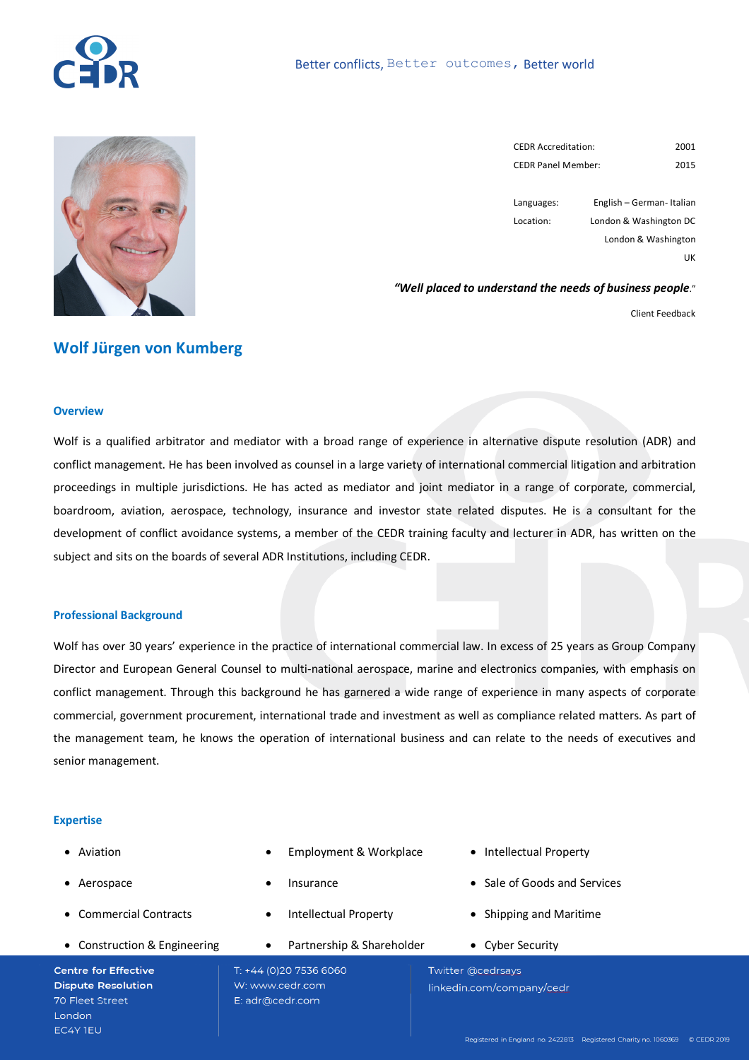Better conflicts, Better outcomes, Better world

| | |
|---|---|
| CEDR Accreditation: | 2001 |
| CEDR Panel Member: | 2015 |
| Languages: | English – German- Italian |
| Location: | London & Washington DC |
| | London & Washington |
| | UK |

*"**Well placed to understand the needs of business people**."*

Client Feedback

# Wolf Jürgen von Kumberg

## Overview

Wolf is a qualified arbitrator and mediator with a broad range of experience in alternative dispute resolution (ADR) and conflict management. He has been involved as counsel in a large variety of international commercial litigation and arbitration proceedings in multiple jurisdictions. He has acted as mediator and joint mediator in a range of corporate, commercial, boardroom, aviation, aerospace, technology, insurance and investor state related disputes. He is a consultant for the development of conflict avoidance systems, a member of the CEDR training faculty and lecturer in ADR, has written on the subject and sits on the boards of several ADR Institutions, including CEDR.

## Professional Background

Wolf has over 30 years' experience in the practice of international commercial law. In excess of 25 years as Group Company Director and European General Counsel to multi-national aerospace, marine and electronics companies, with emphasis on conflict management. Through this background he has garnered a wide range of experience in many aspects of corporate commercial, government procurement, international trade and investment as well as compliance related matters. As part of the management team, he knows the operation of international business and can relate to the needs of executives and senior management.

## Expertise

- Aviation
- Aerospace
- Commercial Contracts
- Construction & Engineering
- Employment & Workplace
- Insurance
- Intellectual Property
- Partnership & Shareholder
- Intellectual Property
- Sale of Goods and Services
- Shipping and Maritime
- Cyber Security

Centre for Effective Dispute Resolution
70 Fleet Street
London
EC4Y 1EU

T: +44 (0)20 7536 6060
W: www.cedr.com
E: adr@cedr.com

Twitter @cedrsays
linkedin.com/company/cedr

Registered in England no. 2422813 Registered Charity no. 1060369 © CEDR 2019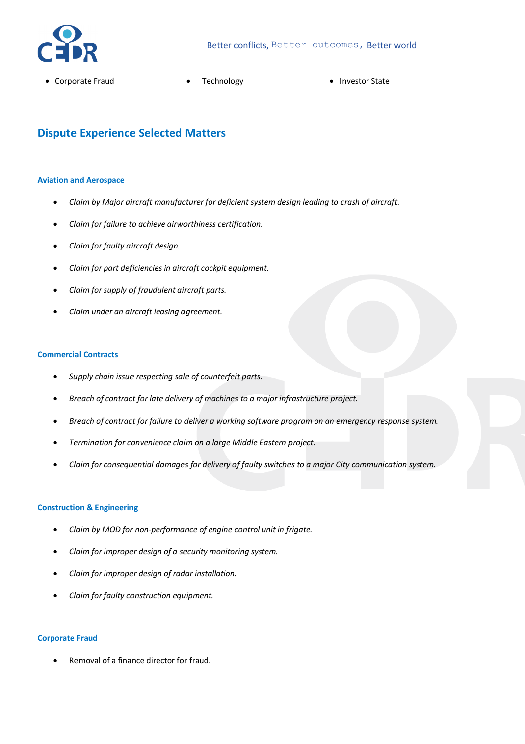- Corporate Fraud
- Technology
- Investor State

## Dispute Experience Selected Matters

### Aviation and Aerospace

- *Claim by Major aircraft manufacturer for deficient system design leading to crash of aircraft.*
- *Claim for failure to achieve airworthiness certification.*
- *Claim for faulty aircraft design.*
- *Claim for part deficiencies in aircraft cockpit equipment.*
- *Claim for supply of fraudulent aircraft parts.*
- *Claim under an aircraft leasing agreement.*

### Commercial Contracts

- *Supply chain issue respecting sale of counterfeit parts.*
- *Breach of contract for late delivery of machines to a major infrastructure project.*
- *Breach of contract for failure to deliver a working software program on an emergency response system.*
- *Termination for convenience claim on a large Middle Eastern project.*
- *Claim for consequential damages for delivery of faulty switches to a major City communication system.*

### Construction & Engineering

- *Claim by MOD for non-performance of engine control unit in frigate.*
- *Claim for improper design of a security monitoring system.*
- *Claim for improper design of radar installation.*
- *Claim for faulty construction equipment.*

### Corporate Fraud

- Removal of a finance director for fraud.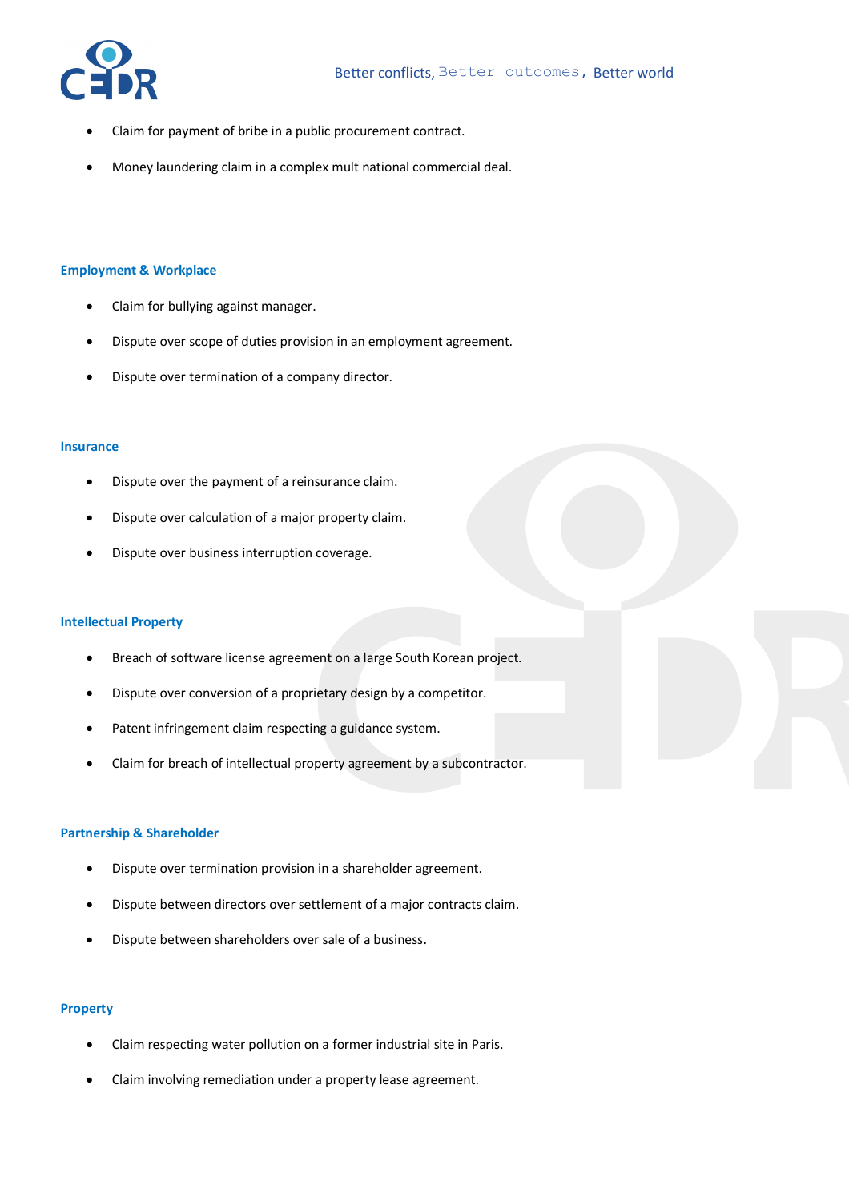- Claim for payment of bribe in a public procurement contract.
- Money laundering claim in a complex mult national commercial deal.

### Employment & Workplace

- Claim for bullying against manager.
- Dispute over scope of duties provision in an employment agreement.
- Dispute over termination of a company director.

### Insurance

- Dispute over the payment of a reinsurance claim.
- Dispute over calculation of a major property claim.
- Dispute over business interruption coverage.

### Intellectual Property

- Breach of software license agreement on a large South Korean project.
- Dispute over conversion of a proprietary design by a competitor.
- Patent infringement claim respecting a guidance system.
- Claim for breach of intellectual property agreement by a subcontractor.

### Partnership & Shareholder

- Dispute over termination provision in a shareholder agreement.
- Dispute between directors over settlement of a major contracts claim.
- Dispute between shareholders over sale of a business.

### Property

- Claim respecting water pollution on a former industrial site in Paris.
- Claim involving remediation under a property lease agreement.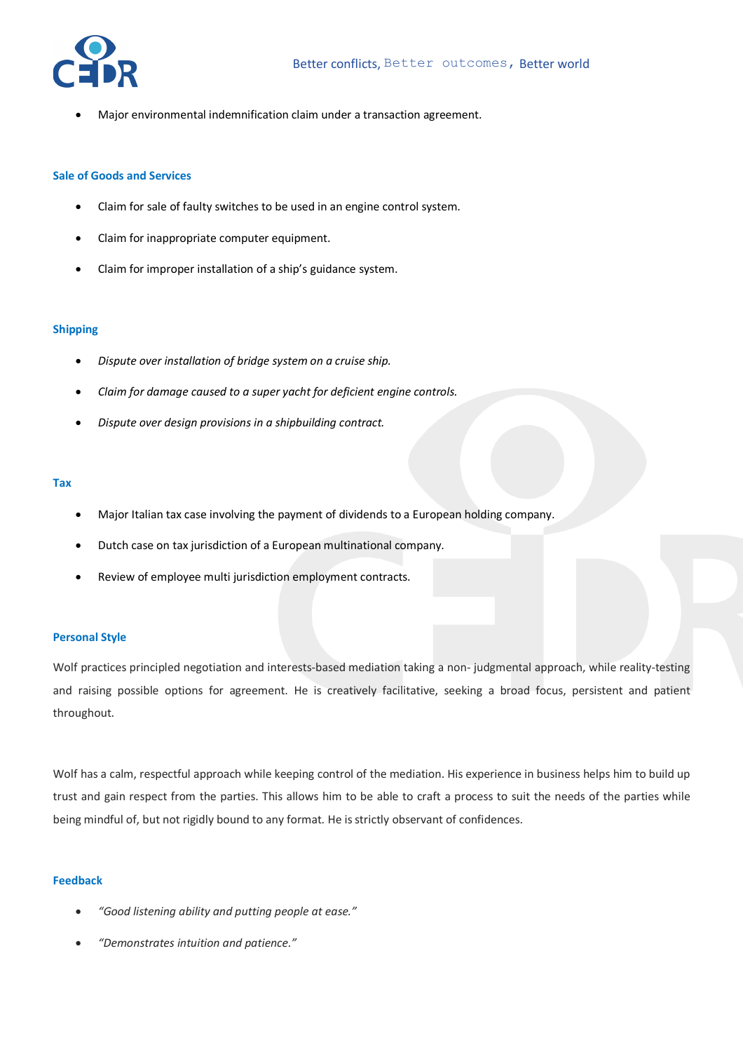- Major environmental indemnification claim under a transaction agreement.

### Sale of Goods and Services

- Claim for sale of faulty switches to be used in an engine control system.
- Claim for inappropriate computer equipment.
- Claim for improper installation of a ship's guidance system.

### Shipping

- *Dispute over installation of bridge system on a cruise ship.*
- *Claim for damage caused to a super yacht for deficient engine controls.*
- *Dispute over design provisions in a shipbuilding contract.*

### Tax

- Major Italian tax case involving the payment of dividends to a European holding company.
- Dutch case on tax jurisdiction of a European multinational company.
- Review of employee multi jurisdiction employment contracts.

### Personal Style

Wolf practices principled negotiation and interests-based mediation taking a non- judgmental approach, while reality-testing and raising possible options for agreement. He is creatively facilitative, seeking a broad focus, persistent and patient throughout.

Wolf has a calm, respectful approach while keeping control of the mediation. His experience in business helps him to build up trust and gain respect from the parties. This allows him to be able to craft a process to suit the needs of the parties while being mindful of, but not rigidly bound to any format. He is strictly observant of confidences.

### Feedback

- *"Good listening ability and putting people at ease."*
- *"Demonstrates intuition and patience."*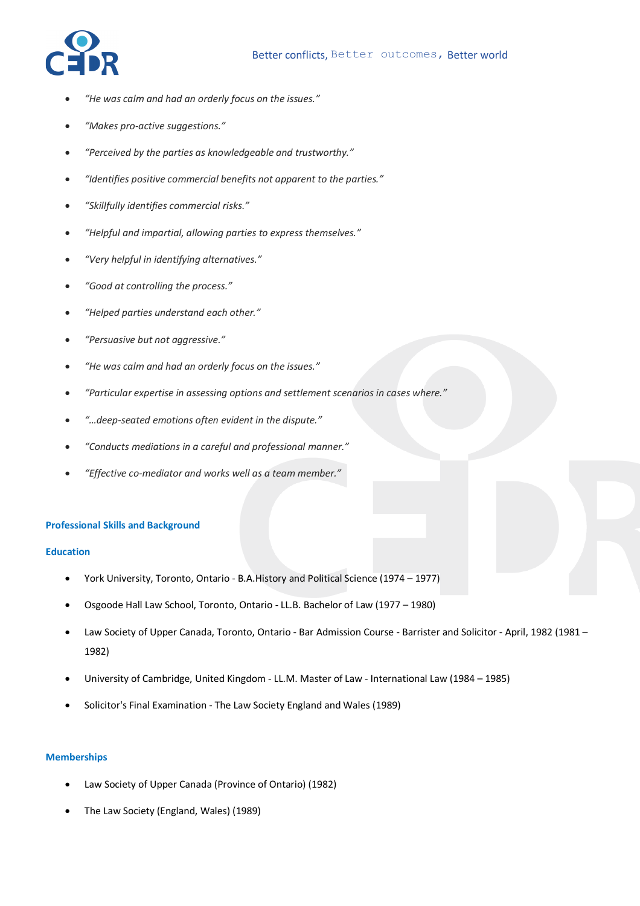- *"He was calm and had an orderly focus on the issues."*
- *"Makes pro-active suggestions."*
- *"Perceived by the parties as knowledgeable and trustworthy."*
- *"Identifies positive commercial benefits not apparent to the parties."*
- *"Skillfully identifies commercial risks."*
- *"Helpful and impartial, allowing parties to express themselves."*
- *"Very helpful in identifying alternatives."*
- *"Good at controlling the process."*
- *"Helped parties understand each other."*
- *"Persuasive but not aggressive."*
- *"He was calm and had an orderly focus on the issues."*
- *"Particular expertise in assessing options and settlement scenarios in cases where."*
- *"...deep-seated emotions often evident in the dispute."*
- *"Conducts mediations in a careful and professional manner."*
- *"Effective co-mediator and works well as a team member."*

## Professional Skills and Background

### Education

- York University, Toronto, Ontario - B.A.History and Political Science (1974 – 1977)
- Osgoode Hall Law School, Toronto, Ontario - LL.B. Bachelor of Law (1977 – 1980)
- Law Society of Upper Canada, Toronto, Ontario - Bar Admission Course - Barrister and Solicitor - April, 1982 (1981 – 1982)
- University of Cambridge, United Kingdom - LL.M. Master of Law - International Law (1984 – 1985)
- Solicitor's Final Examination - The Law Society England and Wales (1989)

### Memberships

- Law Society of Upper Canada (Province of Ontario) (1982)
- The Law Society (England, Wales) (1989)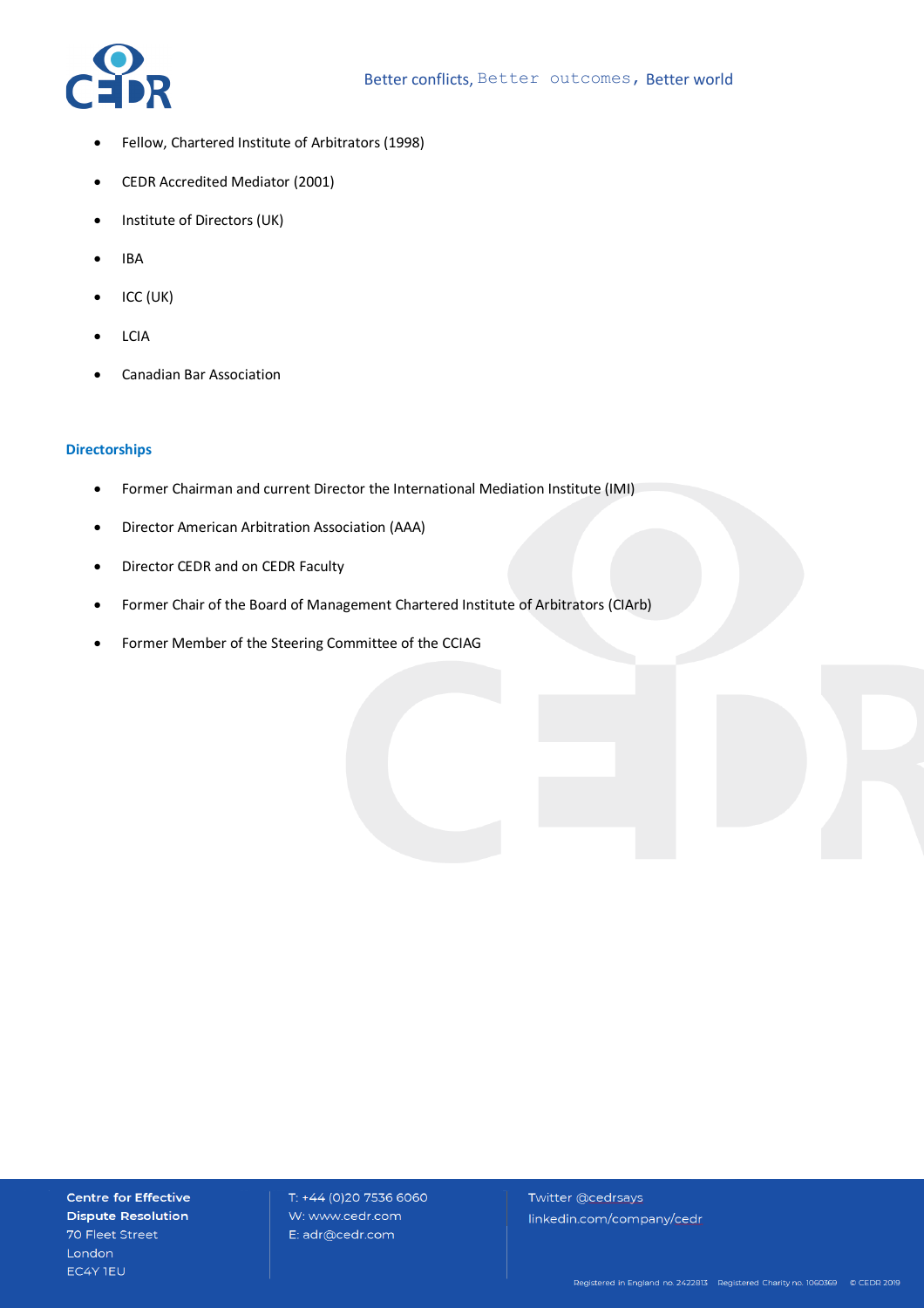- Fellow, Chartered Institute of Arbitrators (1998)
- CEDR Accredited Mediator (2001)
- Institute of Directors (UK)
- IBA
- ICC (UK)
- LCIA
- Canadian Bar Association

### Directorships

- Former Chairman and current Director the International Mediation Institute (IMI)
- Director American Arbitration Association (AAA)
- Director CEDR and on CEDR Faculty
- Former Chair of the Board of Management Chartered Institute of Arbitrators (CIArb)
- Former Member of the Steering Committee of the CCIAG